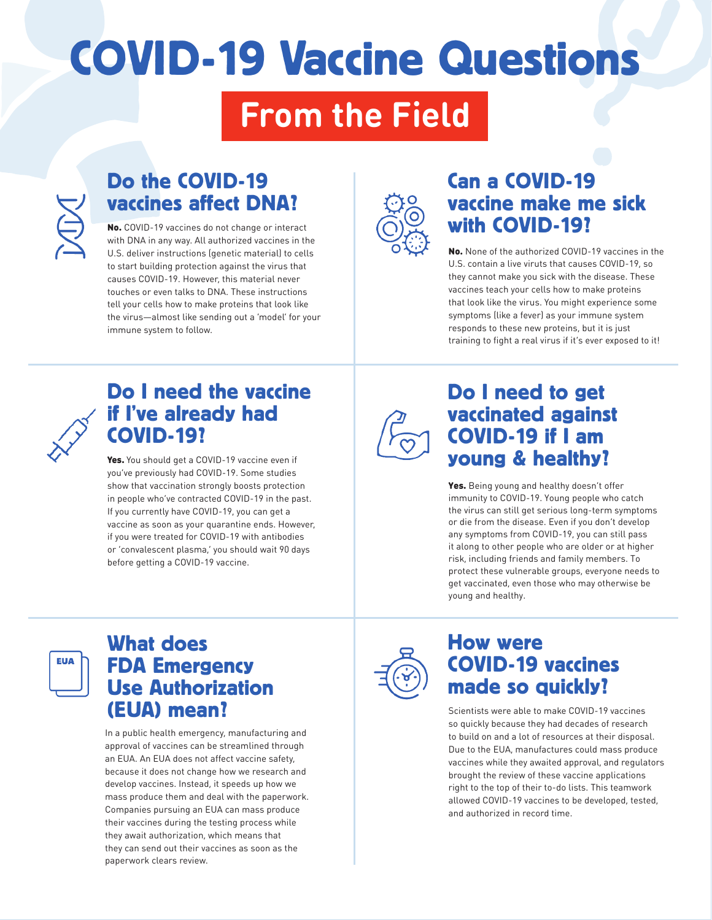# COVID-19 Vaccine Questions

## From the Field

### Do the COVID-19 vaccines affect DNA?

**No.** COVID-19 vaccines do not change or interact with DNA in any way. All authorized vaccines in the U.S. deliver instructions (genetic material) to cells to start building protection against the virus that causes COVID-19. However, this material never touches or even talks to DNA. These instructions tell your cells how to make proteins that look like the virus—almost like sending out a 'model' for your immune system to follow.

### Can a COVID-19 vaccine make me sick with COVID-19?

**No.** None of the authorized COVID-19 vaccines in the U.S. contain a live viruts that causes COVID-19, so they cannot make you sick with the disease. These vaccines teach your cells how to make proteins that look like the virus. You might experience some symptoms (like a fever) as your immune system responds to these new proteins, but it is just training to fight a real virus if it's ever exposed to it!

### Do I need the vaccine if I've already had COVID-19?

**Yes.** You should get a COVID-19 vaccine even if you've previously had COVID-19. Some studies show that vaccination strongly boosts protection in people who've contracted COVID-19 in the past. If you currently have COVID-19, you can get a vaccine as soon as your quarantine ends. However, if you were treated for COVID-19 with antibodies or 'convalescent plasma,' you should wait 90 days before getting a COVID-19 vaccine.

### Do I need to get vaccinated against COVID-19 if I am young & healthy?

**Yes.** Being young and healthy doesn't offer immunity to COVID-19. Young people who catch the virus can still get serious long-term symptoms or die from the disease. Even if you don't develop any symptoms from COVID-19, you can still pass it along to other people who are older or at higher risk, including friends and family members. To protect these vulnerable groups, everyone needs to get vaccinated, even those who may otherwise be young and healthy.

### What does FDA Emergency Use Authorization (EUA) mean?

In a public health emergency, manufacturing and approval of vaccines can be streamlined through an EUA. An EUA does not affect vaccine safety, because it does not change how we research and develop vaccines. Instead, it speeds up how we mass produce them and deal with the paperwork. Companies pursuing an EUA can mass produce their vaccines during the testing process while they await authorization, which means that they can send out their vaccines as soon as the paperwork clears review.

### How were COVID-19 vaccines made so quickly?

Scientists were able to make COVID-19 vaccines so quickly because they had decades of research to build on and a lot of resources at their disposal. Due to the EUA, manufactures could mass produce vaccines while they awaited approval, and regulators brought the review of these vaccine applications right to the top of their to-do lists. This teamwork allowed COVID-19 vaccines to be developed, tested, and authorized in record time.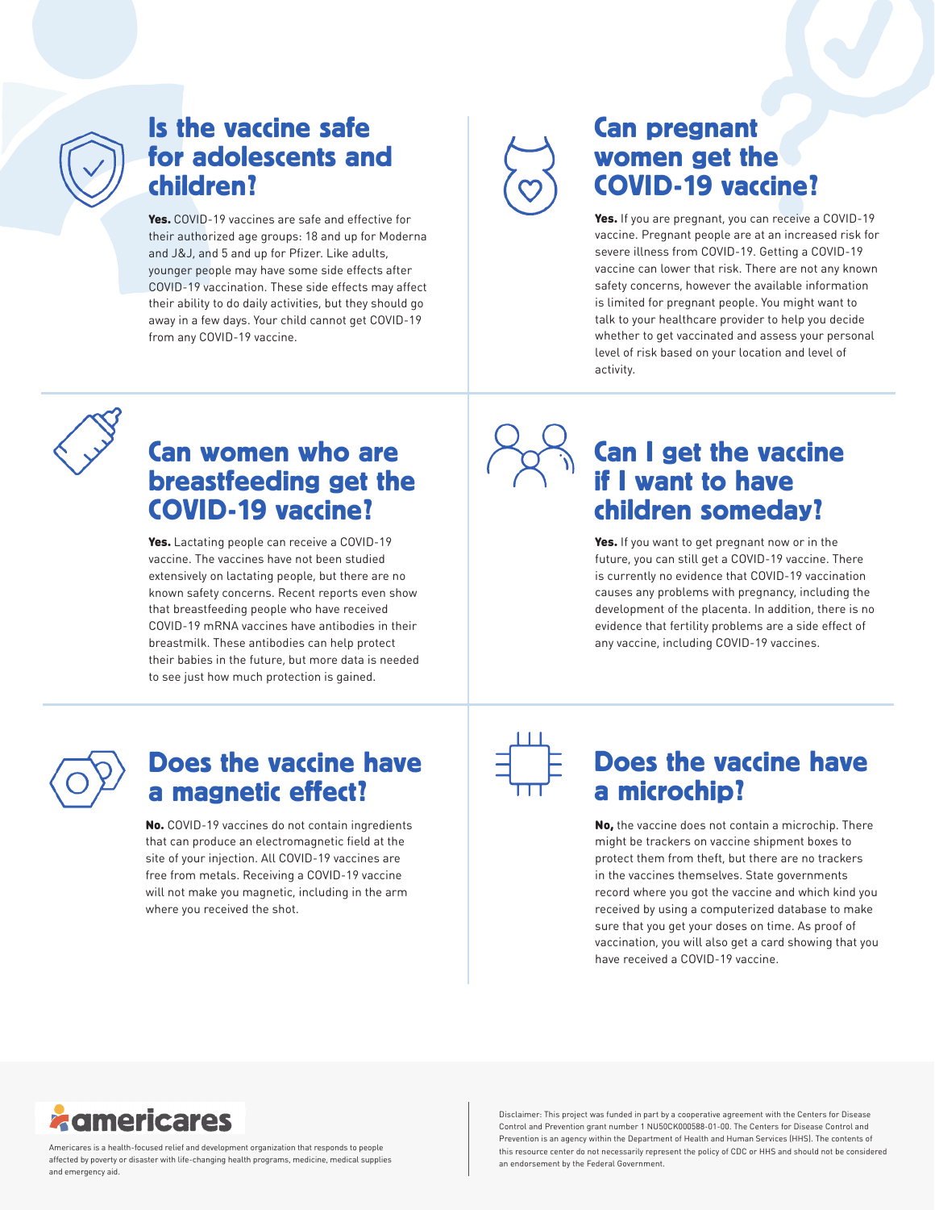## Is the vaccine safe for adolescents and children?

**Yes.** COVID-19 vaccines are safe and effective for their authorized age groups: 18 and up for Moderna and J&J, and 5 and up for Pfizer. Like adults, younger people may have some side effects after COVID-19 vaccination. These side effects may affect their ability to do daily activities, but they should go away in a few days. Your child cannot get COVID-19 from any COVID-19 vaccine.

## Can pregnant women get the COVID-19 vaccine?

**Yes.** If you are pregnant, you can receive a COVID-19 vaccine. Pregnant people are at an increased risk for severe illness from COVID-19. Getting a COVID-19 vaccine can lower that risk. There are not any known safety concerns, however the available information is limited for pregnant people. You might want to talk to your healthcare provider to help you decide whether to get vaccinated and assess your personal level of risk based on your location and level of activity.

## Can women who are breastfeeding get the COVID-19 vaccine?

**Yes.** Lactating people can receive a COVID-19 vaccine. The vaccines have not been studied extensively on lactating people, but there are no known safety concerns. Recent reports even show that breastfeeding people who have received COVID-19 mRNA vaccines have antibodies in their breastmilk. These antibodies can help protect their babies in the future, but more data is needed to see just how much protection is gained.

## Can I get the vaccine if I want to have children someday?

**Yes.** If you want to get pregnant now or in the future, you can still get a COVID-19 vaccine. There is currently no evidence that COVID-19 vaccination causes any problems with pregnancy, including the development of the placenta. In addition, there is no evidence that fertility problems are a side effect of any vaccine, including COVID-19 vaccines.

## Does the vaccine have a magnetic effect?

**No.** COVID-19 vaccines do not contain ingredients that can produce an electromagnetic field at the site of your injection. All COVID-19 vaccines are free from metals. Receiving a COVID-19 vaccine will not make you magnetic, including in the arm where you received the shot.

## Does the vaccine have a microchip?

**No,** the vaccine does not contain a microchip. There might be trackers on vaccine shipment boxes to protect them from theft, but there are no trackers in the vaccines themselves. State governments record where you got the vaccine and which kind you received by using a computerized database to make sure that you get your doses on time. As proof of vaccination, you will also get a card showing that you have received a COVID-19 vaccine.

americares

Americares is a health-focused relief and development organization that responds to people affected by poverty or disaster with life-changing health programs, medicine, medical supplies and emergency aid.

Disclaimer: This project was funded in part by a cooperative agreement with the Centers for Disease Control and Prevention grant number 1 NU50CK000588-01-00. The Centers for Disease Control and Prevention is an agency within the Department of Health and Human Services (HHS). The contents of this resource center do not necessarily represent the policy of CDC or HHS and should not be considered an endorsement by the Federal Government.